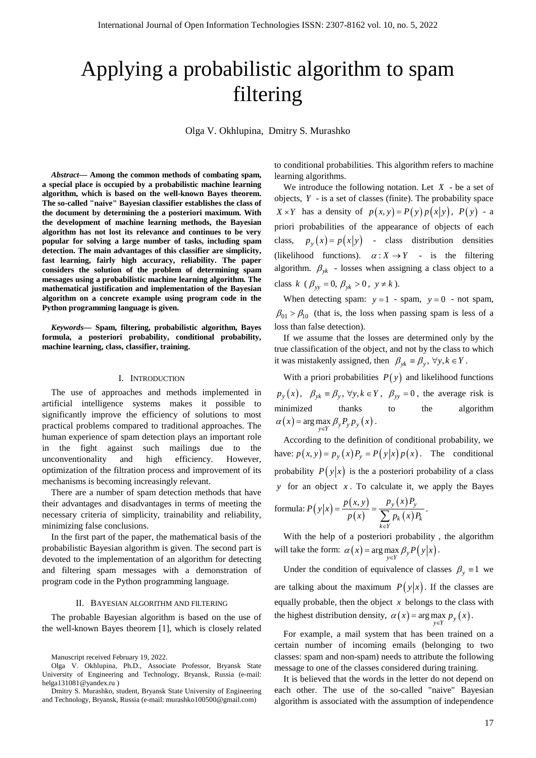# Applying a probabilistic algorithm to spam filtering

Olga V. Okhlupina, Dmitry S. Murashko

***Abstract*— Among the common methods of combating spam, a special place is occupied by a probabilistic machine learning algorithm, which is based on the well-known Bayes theorem. The so-called "naive" Bayesian classifier establishes the class of the document by determining the a posteriori maximum. With the development of machine learning methods, the Bayesian algorithm has not lost its relevance and continues to be very popular for solving a large number of tasks, including spam detection. The main advantages of this classifier are simplicity, fast learning, fairly high accuracy, reliability. The paper considers the solution of the problem of determining spam messages using a probabilistic machine learning algorithm. The mathematical justification and implementation of the Bayesian algorithm on a concrete example using program code in the Python programming language is given.**

***Keywords*— Spam, filtering, probabilistic algorithm, Bayes formula, a posteriori probability, conditional probability, machine learning, class, classifier, training.**

## I. Introduction

The use of approaches and methods implemented in artificial intelligence systems makes it possible to significantly improve the efficiency of solutions to most practical problems compared to traditional approaches. The human experience of spam detection plays an important role in the fight against such mailings due to the unconventionality and high efficiency. However, optimization of the filtration process and improvement of its mechanisms is becoming increasingly relevant.

There are a number of spam detection methods that have their advantages and disadvantages in terms of meeting the necessary criteria of simplicity, trainability and reliability, minimizing false conclusions.

In the first part of the paper, the mathematical basis of the probabilistic Bayesian algorithm is given. The second part is devoted to the implementation of an algorithm for detecting and filtering spam messages with a demonstration of program code in the Python programming language.

## II. Bayesian algorithm and filtering

The probable Bayesian algorithm is based on the use of the well-known Bayes theorem [1], which is closely related to conditional probabilities. This algorithm refers to machine learning algorithms.

We introduce the following notation. Let $X$ - be a set of objects, $Y$ - is a set of classes (finite). The probability space $X \times Y$ has a density of $p(x, y) = P(y)\, p(x|y)$, $P(y)$ - a priori probabilities of the appearance of objects of each class, $p_y(x) = p(x|y)$ - class distribution densities (likelihood functions). $\alpha : X \to Y$ - is the filtering algorithm. $\beta_{yk}$ - losses when assigning a class object to a class $k$ ($\beta_{yy} = 0,\ \beta_{yk} > 0,\ y \neq k$).

When detecting spam: $y = 1$ - spam, $y = 0$ - not spam, $\beta_{01} > \beta_{10}$ (that is, the loss when passing spam is less of a loss than false detection).

If we assume that the losses are determined only by the true classification of the object, and not by the class to which it was mistakenly assigned, then $\beta_{yk} \equiv \beta_y,\ \forall y, k \in Y$.

With a priori probabilities $P(y)$ and likelihood functions $p_y(x)$, $\beta_{yk} \equiv \beta_y,\ \forall y, k \in Y$, $\beta_{yy} = 0$, the average risk is minimized thanks to the algorithm $\alpha(x) = \arg\max\limits_{y \in Y} \beta_y P_y p_y(x)$.

According to the definition of conditional probability, we have: $p(x, y) = p_y(x) P_y = P(y|x)\, p(x)$. The conditional probability $P(y|x)$ is the a posteriori probability of a class $y$ for an object $x$. To calculate it, we apply the Bayes formula: $P(y|x) = \dfrac{p(x, y)}{p(x)} = \dfrac{p_y(x) P_y}{\sum\limits_{k \in Y} p_k(x) P_k}$.

With the help of a posteriori probability , the algorithm will take the form: $\alpha(x) = \arg\max\limits_{y \in Y} \beta_y P(y|x)$.

Under the condition of equivalence of classes $\beta_y \equiv 1$ we are talking about the maximum $P(y|x)$. If the classes are equally probable, then the object $x$ belongs to the class with the highest distribution density, $\alpha(x) = \arg\max\limits_{y \in Y} p_y(x)$.

For example, a mail system that has been trained on a certain number of incoming emails (belonging to two classes: spam and non-spam) needs to attribute the following message to one of the classes considered during training.

It is believed that the words in the letter do not depend on each other. The use of the so-called "naive" Bayesian algorithm is associated with the assumption of independence

Manuscript received February 19, 2022.

Olga V. Okhlupina, Ph.D., Associate Professor, Bryansk State University of Engineering and Technology, Bryansk, Russia (e-mail: helga131081@yandex.ru )

Dmitry S. Murashko, student, Bryansk State University of Engineering and Technology, Bryansk, Russia (e-mail: murashko100500@gmail.com)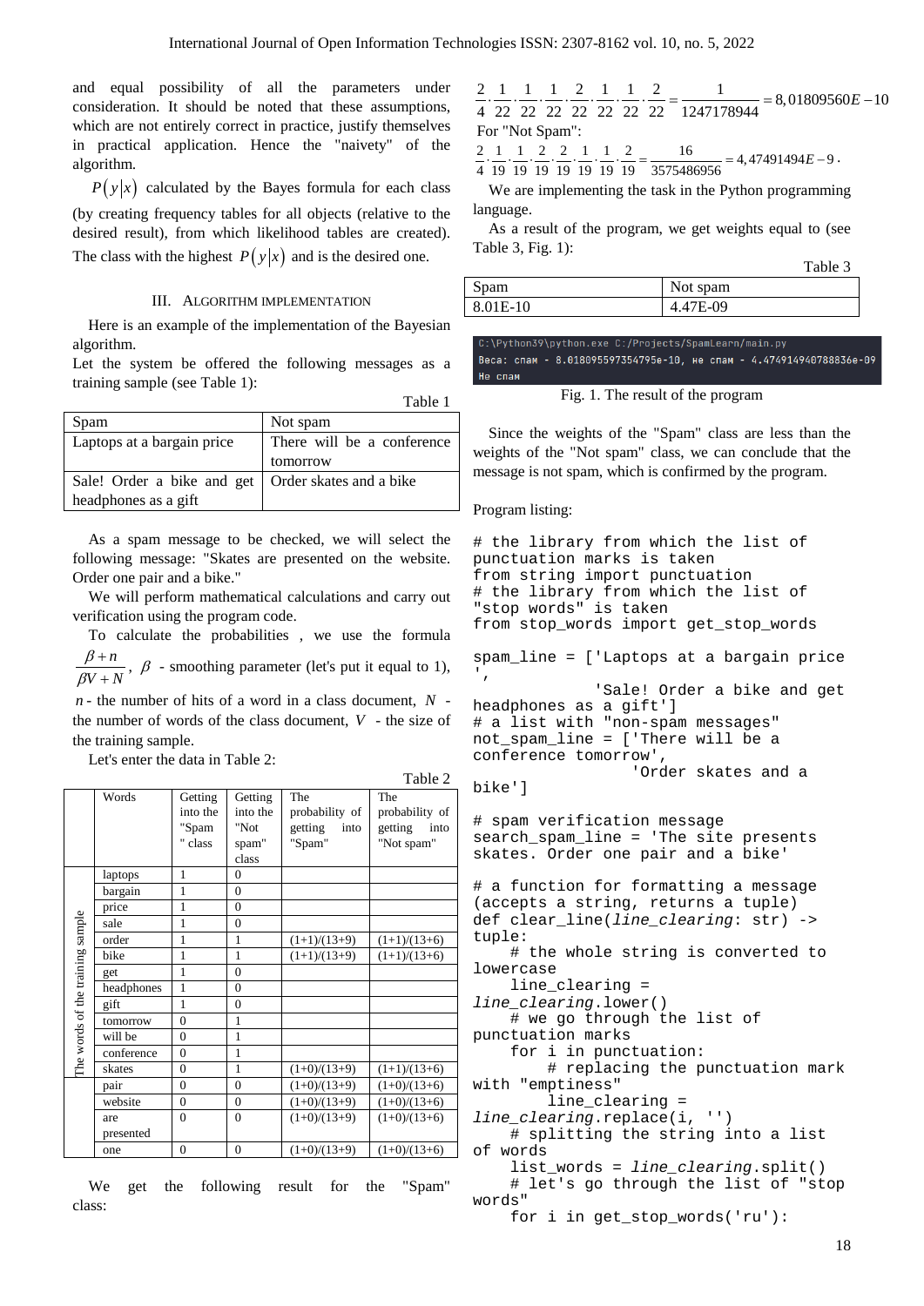and equal possibility of all the parameters under consideration. It should be noted that these assumptions, which are not entirely correct in practice, justify themselves in practical application. Hence the "naivety" of the algorithm.

$P(y|x)$ calculated by the Bayes formula for each class (by creating frequency tables for all objects (relative to the desired result), from which likelihood tables are created). The class with the highest $P(y|x)$ and is the desired one.

## III. Algorithm implementation

Here is an example of the implementation of the Bayesian algorithm.

Let the system be offered the following messages as a training sample (see Table 1):

Table 1

| Spam | Not spam |
|---|---|
| Laptops at a bargain price | There will be a conference tomorrow |
| Sale! Order a bike and get headphones as a gift | Order skates and a bike |

As a spam message to be checked, we will select the following message: "Skates are presented on the website. Order one pair and a bike."

We will perform mathematical calculations and carry out verification using the program code.

To calculate the probabilities , we use the formula $\frac{\beta+n}{\beta V+N}$, $\beta$ - smoothing parameter (let's put it equal to 1), $n$ - the number of hits of a word in a class document, $N$ - the number of words of the class document, $V$ - the size of the training sample.

Let's enter the data in Table 2:

Table 2

| | Words | Getting into the "Spam" class | Getting into the "Not spam" class | The probability of getting into "Spam" | The probability of getting into "Not spam" |
|---|---|---|---|---|---|
| The words of the training sample | laptops | 1 | 0 | | |
| | bargain | 1 | 0 | | |
| | price | 1 | 0 | | |
| | sale | 1 | 0 | | |
| | order | 1 | 1 | (1+1)/(13+9) | (1+1)/(13+6) |
| | bike | 1 | 1 | (1+1)/(13+9) | (1+1)/(13+6) |
| | get | 1 | 0 | | |
| | headphones | 1 | 0 | | |
| | gift | 1 | 0 | | |
| | tomorrow | 0 | 1 | | |
| | will be | 0 | 1 | | |
| | conference | 0 | 1 | | |
| | skates | 0 | 1 | (1+0)/(13+9) | (1+1)/(13+6) |
| | pair | 0 | 0 | (1+0)/(13+9) | (1+0)/(13+6) |
| | website | 0 | 0 | (1+0)/(13+9) | (1+0)/(13+6) |
| | are presented | 0 | 0 | (1+0)/(13+9) | (1+0)/(13+6) |
| | one | 0 | 0 | (1+0)/(13+9) | (1+0)/(13+6) |

We get the following result for the "Spam" class:

$$\frac{2}{4}\cdot\frac{1}{22}\cdot\frac{1}{22}\cdot\frac{1}{22}\cdot\frac{2}{22}\cdot\frac{1}{22}\cdot\frac{1}{22}\cdot\frac{2}{22}=\frac{1}{1247178944}=8,01809560E-10$$

For "Not Spam":

$$\frac{2}{4}\cdot\frac{1}{19}\cdot\frac{1}{19}\cdot\frac{2}{19}\cdot\frac{2}{19}\cdot\frac{1}{19}\cdot\frac{1}{19}\cdot\frac{2}{19}=\frac{16}{3575486956}=4,47491494E-9.$$

We are implementing the task in the Python programming language.

As a result of the program, we get weights equal to (see Table 3, Fig. 1):

Table 3

| Spam | Not spam |
|---|---|
| 8.01E-10 | 4.47E-09 |

```
C:\Python39\python.exe C:/Projects/SpamLearn/main.py
Веса: спам - 8.018095597354795e-10, не спам - 4.474914940788836e-09
Не спам
```

Fig. 1. The result of the program

Since the weights of the "Spam" class are less than the weights of the "Not spam" class, we can conclude that the message is not spam, which is confirmed by the program.

Program listing:

```
# the library from which the list of
punctuation marks is taken
from string import punctuation
# the library from which the list of
"stop words" is taken
from stop_words import get_stop_words

spam_line = ['Laptops at a bargain price
',
             'Sale! Order a bike and get
headphones as a gift']
# a list with "non-spam messages"
not_spam_line = ['There will be a
conference tomorrow',
                 'Order skates and a
bike']

# spam verification message
search_spam_line = 'The site presents
skates. Order one pair and a bike'

# a function for formatting a message
(accepts a string, returns a tuple)
def clear_line(line_clearing: str) ->
tuple:
    # the whole string is converted to
lowercase
    line_clearing =
line_clearing.lower()
    # we go through the list of
punctuation marks
    for i in punctuation:
        # replacing the punctuation mark
with "emptiness"
        line_clearing =
line_clearing.replace(i, '')
    # splitting the string into a list
of words
    list_words = line_clearing.split()
    # let's go through the list of "stop
words"
    for i in get_stop_words('ru'):
```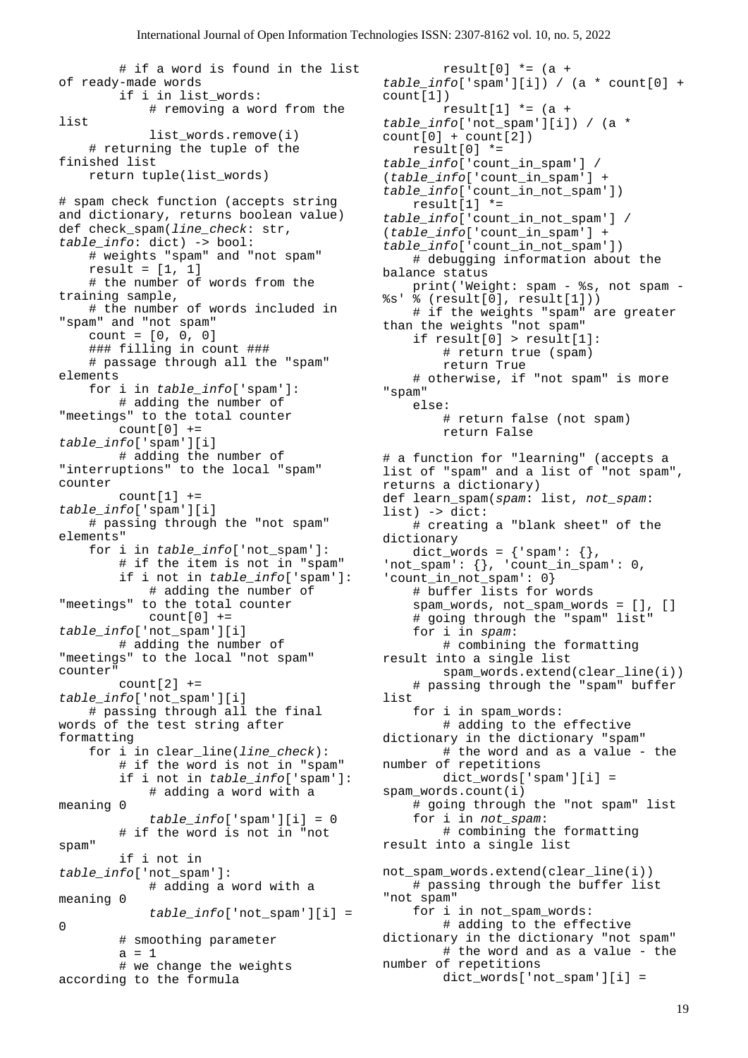```
        # if a word is found in the list of ready-made words
        if i in list_words:
            # removing a word from the list
            list_words.remove(i)
    # returning the tuple of the finished list
    return tuple(list_words)

# spam check function (accepts string and dictionary, returns boolean value)
def check_spam(line_check: str, table_info: dict) -> bool:
    # weights "spam" and "not spam"
    result = [1, 1]
    # the number of words from the training sample,
    # the number of words included in "spam" and "not spam"
    count = [0, 0, 0]
    ### filling in count ###
    # passage through all the "spam" elements
    for i in table_info['spam']:
        # adding the number of "meetings" to the total counter
        count[0] += table_info['spam'][i]
        # adding the number of "interruptions" to the local "spam" counter
        count[1] += table_info['spam'][i]
    # passing through the "not spam" elements"
    for i in table_info['not_spam']:
        # if the item is not in "spam"
        if i not in table_info['spam']:
            # adding the number of "meetings" to the total counter
            count[0] += table_info['not_spam'][i]
        # adding the number of "meetings" to the local "not spam" counter"
        count[2] += table_info['not_spam'][i]
    # passing through all the final words of the test string after formatting
    for i in clear_line(line_check):
        # if the word is not in "spam"
        if i not in table_info['spam']:
            # adding a word with a meaning 0
            table_info['spam'][i] = 0
        # if the word is not in "not spam"
        if i not in table_info['not_spam']:
            # adding a word with a meaning 0
            table_info['not_spam'][i] = 0
        # smoothing parameter
        a = 1
        # we change the weights according to the formula
        result[0] *= (a + table_info['spam'][i]) / (a * count[0] + count[1])
        result[1] *= (a + table_info['not_spam'][i]) / (a * count[0] + count[2])
    result[0] *= table_info['count_in_spam'] / (table_info['count_in_spam'] + table_info['count_in_not_spam'])
    result[1] *= table_info['count_in_not_spam'] / (table_info['count_in_spam'] + table_info['count_in_not_spam'])
    # debugging information about the balance status
    print('Weight: spam - %s, not spam - %s' % (result[0], result[1]))
    # if the weights "spam" are greater than the weights "not spam"
    if result[0] > result[1]:
        # return true (spam)
        return True
    # otherwise, if "not spam" is more "spam"
    else:
        # return false (not spam)
        return False

# a function for "learning" (accepts a list of "spam" and a list of "not spam", returns a dictionary)
def learn_spam(spam: list, not_spam: list) -> dict:
    # creating a "blank sheet" of the dictionary
    dict_words = {'spam': {}, 'not_spam': {}, 'count_in_spam': 0, 'count_in_not_spam': 0}
    # buffer lists for words
    spam_words, not_spam_words = [], []
    # going through the "spam" list"
    for i in spam:
        # combining the formatting result into a single list
        spam_words.extend(clear_line(i))
    # passing through the "spam" buffer list
    for i in spam_words:
        # adding to the effective dictionary in the dictionary "spam"
        # the word and as a value - the number of repetitions
        dict_words['spam'][i] = spam_words.count(i)
    # going through the "not spam" list
    for i in not_spam:
        # combining the formatting result into a single list
        not_spam_words.extend(clear_line(i))
    # passing through the buffer list "not spam"
    for i in not_spam_words:
        # adding to the effective dictionary in the dictionary "not spam"
        # the word and as a value - the number of repetitions
        dict_words['not_spam'][i] =
```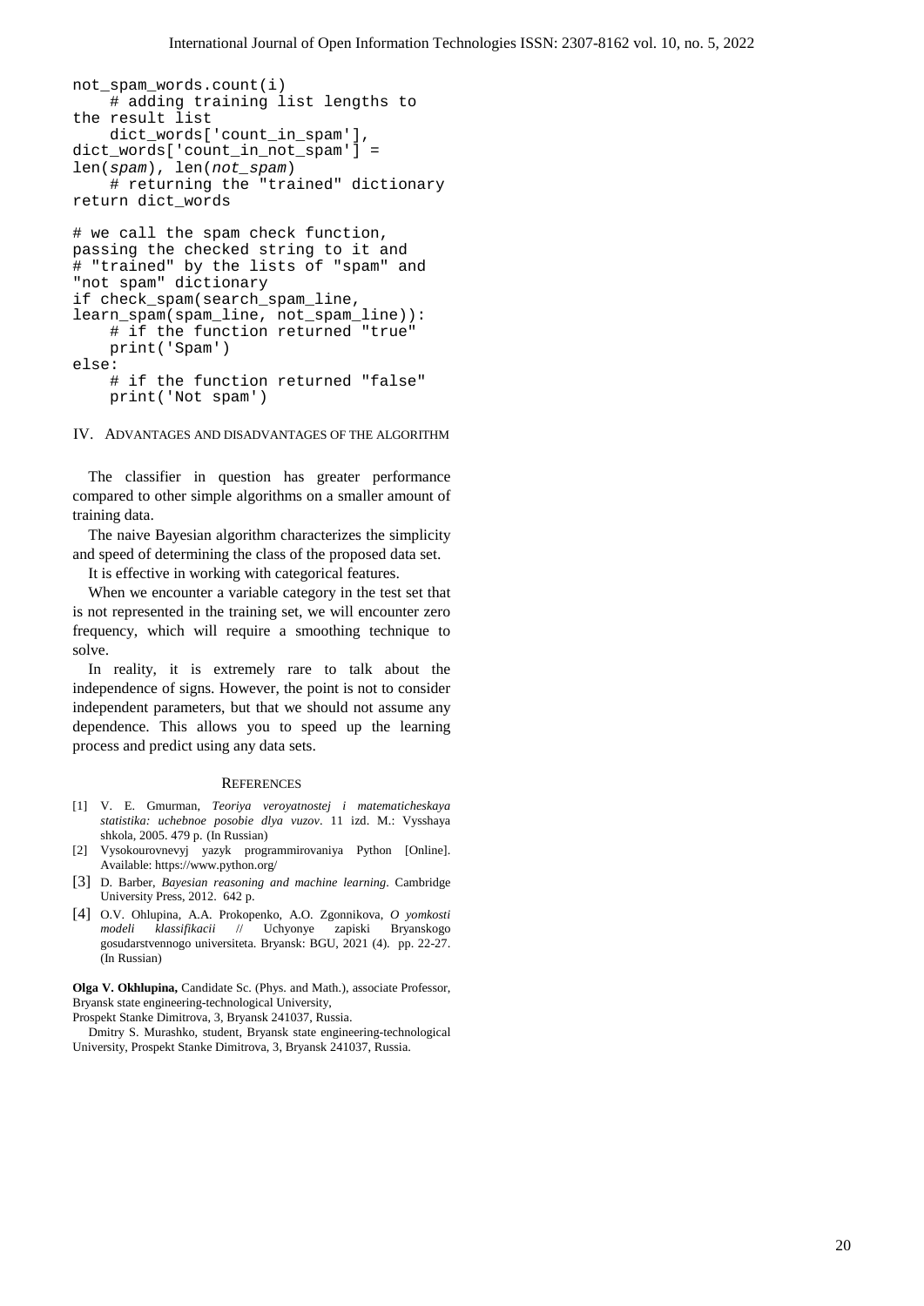```
not_spam_words.count(i)
    # adding training list lengths to
the result list
    dict_words['count_in_spam'],
dict_words['count_in_not_spam'] =
len(spam), len(not_spam)
    # returning the "trained" dictionary
return dict_words

# we call the spam check function,
passing the checked string to it and
# "trained" by the lists of "spam" and
"not spam" dictionary
if check_spam(search_spam_line,
learn_spam(spam_line, not_spam_line)):
    # if the function returned "true"
    print('Spam')
else:
    # if the function returned "false"
    print('Not spam')
```

## IV. Advantages and disadvantages of the algorithm

The classifier in question has greater performance compared to other simple algorithms on a smaller amount of training data.

The naive Bayesian algorithm characterizes the simplicity and speed of determining the class of the proposed data set.

It is effective in working with categorical features.

When we encounter a variable category in the test set that is not represented in the training set, we will encounter zero frequency, which will require a smoothing technique to solve.

In reality, it is extremely rare to talk about the independence of signs. However, the point is not to consider independent parameters, but that we should not assume any dependence. This allows you to speed up the learning process and predict using any data sets.

## References

[1] V. E. Gmurman, *Teoriya veroyatnostej i matematicheskaya statistika: uchebnoe posobie dlya vuzov*. 11 izd. M.: Vysshaya shkola, 2005. 479 p. (In Russian)

[2] Vysokourovnevyj yazyk programmirovaniya Python [Online]. Available: https://www.python.org/

[3] D. Barber, *Bayesian reasoning and machine learning*. Cambridge University Press, 2012. 642 p.

[4] O.V. Ohlupina, A.A. Prokopenko, A.O. Zgonnikova, *O yomkosti modeli klassifikacii* // Uchyonye zapiski Bryanskogo gosudarstvennogo universiteta. Bryansk: BGU, 2021 (4). pp. 22-27. (In Russian)

**Olga V. Okhlupina,** Candidate Sc. (Phys. and Math.), associate Professor, Bryansk state engineering-technological University, Prospekt Stanke Dimitrova, 3, Bryansk 241037, Russia.

Dmitry S. Murashko, student, Bryansk state engineering-technological University, Prospekt Stanke Dimitrova, 3, Bryansk 241037, Russia.